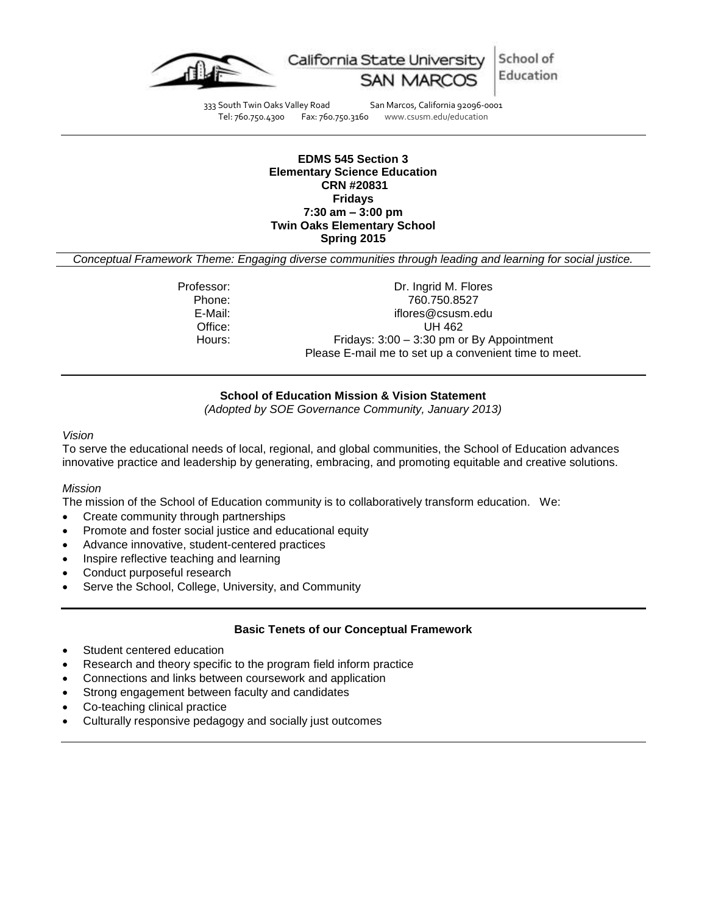California State University SAN MARCOS | School of Education

333 South Twin Oaks Valley Road San Marcos, California 92096-0001
Tel: 760.750.4300 Fax: 760.750.3160 www.csusm.edu/education

**EDMS 545 Section 3**
**Elementary Science Education**
**CRN #20831**
**Fridays**
**7:30 am – 3:00 pm**
**Twin Oaks Elementary School**
**Spring 2015**

*Conceptual Framework Theme: Engaging diverse communities through leading and learning for social justice.*

Professor: Dr. Ingrid M. Flores
Phone: 760.750.8527
E-Mail: iflores@csusm.edu
Office: UH 462
Hours: Fridays: 3:00 – 3:30 pm or By Appointment
Please E-mail me to set up a convenient time to meet.

## School of Education Mission & Vision Statement

*(Adopted by SOE Governance Community, January 2013)*

*Vision*

To serve the educational needs of local, regional, and global communities, the School of Education advances innovative practice and leadership by generating, embracing, and promoting equitable and creative solutions.

*Mission*

The mission of the School of Education community is to collaboratively transform education. We:

- Create community through partnerships
- Promote and foster social justice and educational equity
- Advance innovative, student-centered practices
- Inspire reflective teaching and learning
- Conduct purposeful research
- Serve the School, College, University, and Community

## Basic Tenets of our Conceptual Framework

- Student centered education
- Research and theory specific to the program field inform practice
- Connections and links between coursework and application
- Strong engagement between faculty and candidates
- Co-teaching clinical practice
- Culturally responsive pedagogy and socially just outcomes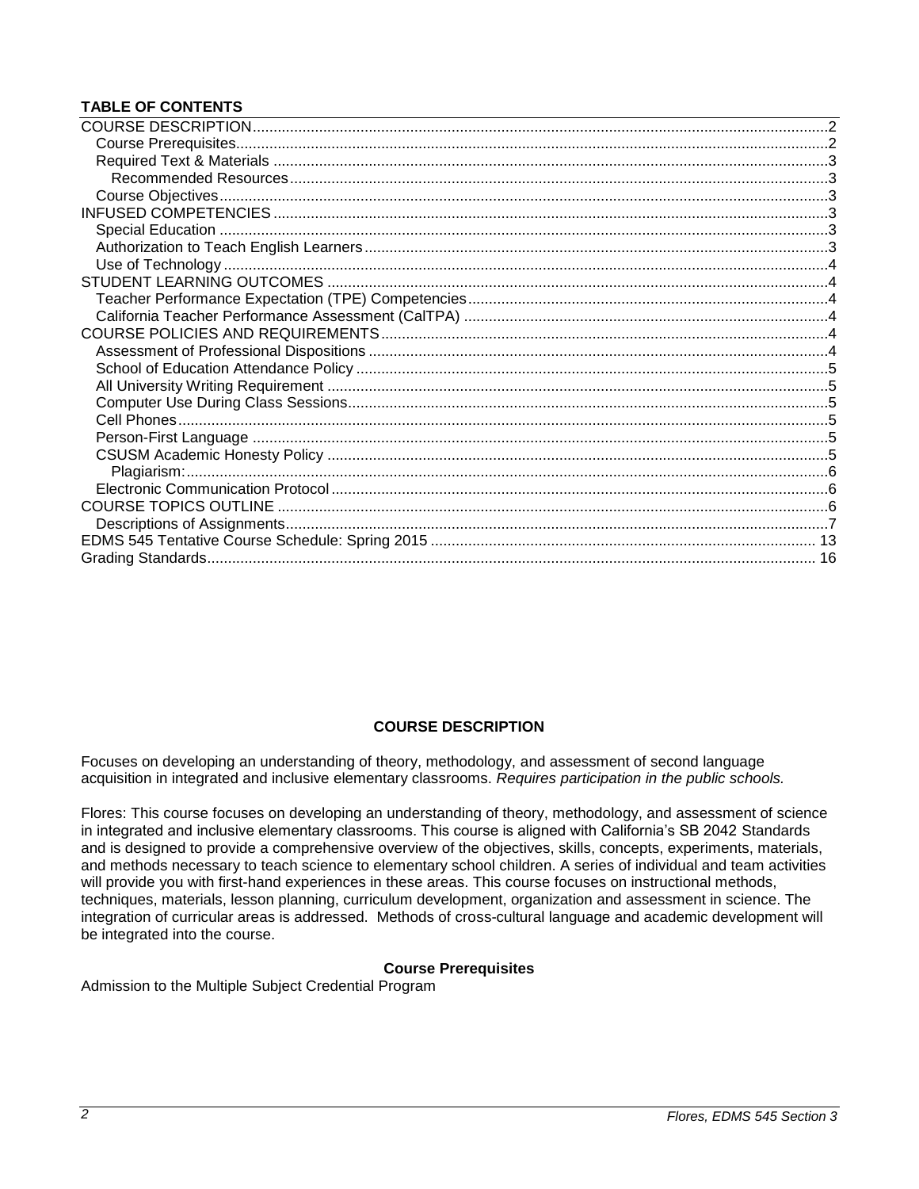**TABLE OF CONTENTS**

COURSE DESCRIPTION....................................................................................................................................2
Course Prerequisites........................................................................................................................................2
Required Text & Materials ...............................................................................................................................3
Recommended Resources...........................................................................................................................3
Course Objectives............................................................................................................................................3
INFUSED COMPETENCIES ...............................................................................................................................3
Special Education ............................................................................................................................................3
Authorization to Teach English Learners..........................................................................................................3
Use of Technology ...........................................................................................................................................4
STUDENT LEARNING OUTCOMES ..................................................................................................................4
Teacher Performance Expectation (TPE) Competencies.................................................................................4
California Teacher Performance Assessment (CalTPA) ..................................................................................4
COURSE POLICIES AND REQUIREMENTS.....................................................................................................4
Assessment of Professional Dispositions .........................................................................................................4
School of Education Attendance Policy ............................................................................................................5
All University Writing Requirement ..................................................................................................................5
Computer Use During Class Sessions..............................................................................................................5
Cell Phones......................................................................................................................................................5
Person-First Language ....................................................................................................................................5
CSUSM Academic Honesty Policy ...................................................................................................................5
Plagiarism:.....................................................................................................................................................6
Electronic Communication Protocol .................................................................................................................6
COURSE TOPICS OUTLINE ..............................................................................................................................6
Descriptions of Assignments.............................................................................................................................7
EDMS 545 Tentative Course Schedule: Spring 2015 ....................................................................................... 13
Grading Standards............................................................................................................................................ 16

## COURSE DESCRIPTION

Focuses on developing an understanding of theory, methodology, and assessment of second language acquisition in integrated and inclusive elementary classrooms. *Requires participation in the public schools.*

Flores: This course focuses on developing an understanding of theory, methodology, and assessment of science in integrated and inclusive elementary classrooms. This course is aligned with California's SB 2042 Standards and is designed to provide a comprehensive overview of the objectives, skills, concepts, experiments, materials, and methods necessary to teach science to elementary school children. A series of individual and team activities will provide you with first-hand experiences in these areas. This course focuses on instructional methods, techniques, materials, lesson planning, curriculum development, organization and assessment in science. The integration of curricular areas is addressed. Methods of cross-cultural language and academic development will be integrated into the course.

### Course Prerequisites

Admission to the Multiple Subject Credential Program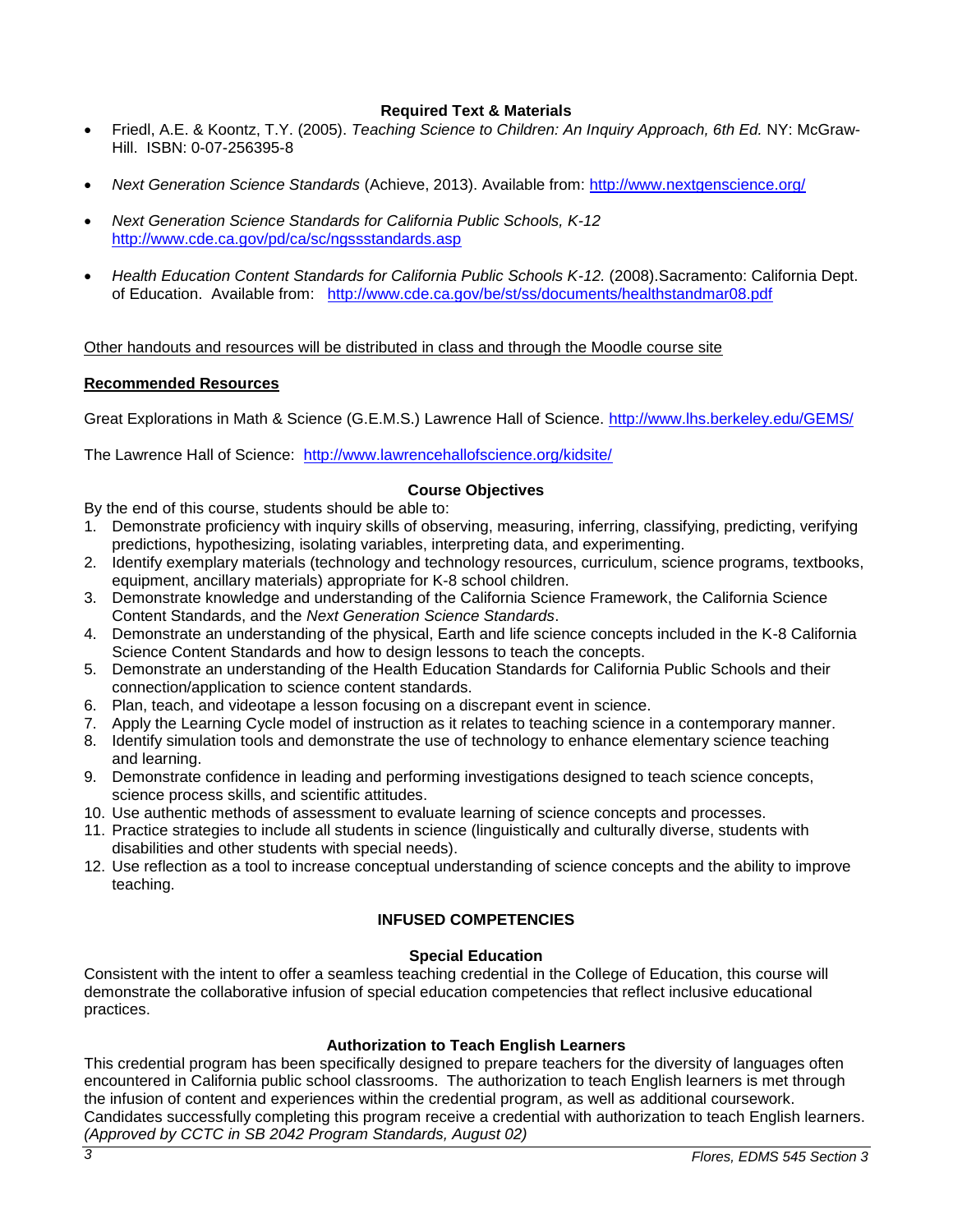### Required Text & Materials

- Friedl, A.E. & Koontz, T.Y. (2005). *Teaching Science to Children: An Inquiry Approach, 6th Ed.* NY: McGraw-Hill. ISBN: 0-07-256395-8
- *Next Generation Science Standards* (Achieve, 2013). Available from: http://www.nextgenscience.org/
- *Next Generation Science Standards for California Public Schools, K-12* http://www.cde.ca.gov/pd/ca/sc/ngssstandards.asp
- *Health Education Content Standards for California Public Schools K-12.* (2008).Sacramento: California Dept. of Education. Available from: http://www.cde.ca.gov/be/st/ss/documents/healthstandmar08.pdf

Other handouts and resources will be distributed in class and through the Moodle course site

**Recommended Resources**

Great Explorations in Math & Science (G.E.M.S.) Lawrence Hall of Science. http://www.lhs.berkeley.edu/GEMS/

The Lawrence Hall of Science: http://www.lawrencehallofscience.org/kidsite/

### Course Objectives

By the end of this course, students should be able to:

1. Demonstrate proficiency with inquiry skills of observing, measuring, inferring, classifying, predicting, verifying predictions, hypothesizing, isolating variables, interpreting data, and experimenting.
2. Identify exemplary materials (technology and technology resources, curriculum, science programs, textbooks, equipment, ancillary materials) appropriate for K-8 school children.
3. Demonstrate knowledge and understanding of the California Science Framework, the California Science Content Standards, and the *Next Generation Science Standards*.
4. Demonstrate an understanding of the physical, Earth and life science concepts included in the K-8 California Science Content Standards and how to design lessons to teach the concepts.
5. Demonstrate an understanding of the Health Education Standards for California Public Schools and their connection/application to science content standards.
6. Plan, teach, and videotape a lesson focusing on a discrepant event in science.
7. Apply the Learning Cycle model of instruction as it relates to teaching science in a contemporary manner.
8. Identify simulation tools and demonstrate the use of technology to enhance elementary science teaching and learning.
9. Demonstrate confidence in leading and performing investigations designed to teach science concepts, science process skills, and scientific attitudes.
10. Use authentic methods of assessment to evaluate learning of science concepts and processes.
11. Practice strategies to include all students in science (linguistically and culturally diverse, students with disabilities and other students with special needs).
12. Use reflection as a tool to increase conceptual understanding of science concepts and the ability to improve teaching.

## INFUSED COMPETENCIES

### Special Education

Consistent with the intent to offer a seamless teaching credential in the College of Education, this course will demonstrate the collaborative infusion of special education competencies that reflect inclusive educational practices.

### Authorization to Teach English Learners

This credential program has been specifically designed to prepare teachers for the diversity of languages often encountered in California public school classrooms. The authorization to teach English learners is met through the infusion of content and experiences within the credential program, as well as additional coursework. Candidates successfully completing this program receive a credential with authorization to teach English learners. *(Approved by CCTC in SB 2042 Program Standards, August 02)*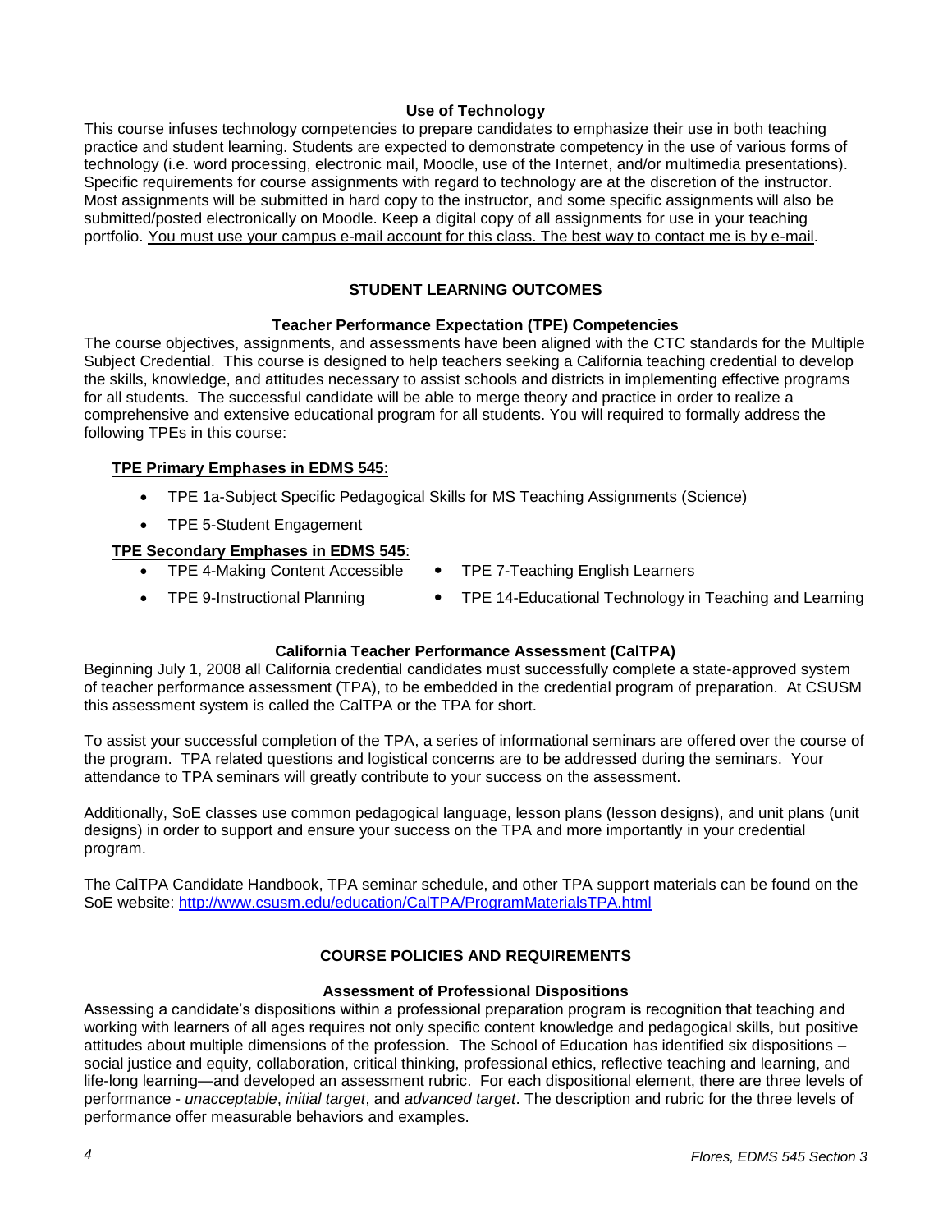### Use of Technology

This course infuses technology competencies to prepare candidates to emphasize their use in both teaching practice and student learning. Students are expected to demonstrate competency in the use of various forms of technology (i.e. word processing, electronic mail, Moodle, use of the Internet, and/or multimedia presentations). Specific requirements for course assignments with regard to technology are at the discretion of the instructor. Most assignments will be submitted in hard copy to the instructor, and some specific assignments will also be submitted/posted electronically on Moodle. Keep a digital copy of all assignments for use in your teaching portfolio. <u>You must use your campus e-mail account for this class. The best way to contact me is by e-mail</u>.

## STUDENT LEARNING OUTCOMES

### Teacher Performance Expectation (TPE) Competencies

The course objectives, assignments, and assessments have been aligned with the CTC standards for the Multiple Subject Credential. This course is designed to help teachers seeking a California teaching credential to develop the skills, knowledge, and attitudes necessary to assist schools and districts in implementing effective programs for all students. The successful candidate will be able to merge theory and practice in order to realize a comprehensive and extensive educational program for all students. You will required to formally address the following TPEs in this course:

**<u>TPE Primary Emphases in EDMS 545</u>**:

- TPE 1a-Subject Specific Pedagogical Skills for MS Teaching Assignments (Science)
- TPE 5-Student Engagement

**<u>TPE Secondary Emphases in EDMS 545</u>**:

- TPE 4-Making Content Accessible
- TPE 7-Teaching English Learners
- TPE 9-Instructional Planning
- TPE 14-Educational Technology in Teaching and Learning

### California Teacher Performance Assessment (CalTPA)

Beginning July 1, 2008 all California credential candidates must successfully complete a state-approved system of teacher performance assessment (TPA), to be embedded in the credential program of preparation. At CSUSM this assessment system is called the CalTPA or the TPA for short.

To assist your successful completion of the TPA, a series of informational seminars are offered over the course of the program. TPA related questions and logistical concerns are to be addressed during the seminars. Your attendance to TPA seminars will greatly contribute to your success on the assessment.

Additionally, SoE classes use common pedagogical language, lesson plans (lesson designs), and unit plans (unit designs) in order to support and ensure your success on the TPA and more importantly in your credential program.

The CalTPA Candidate Handbook, TPA seminar schedule, and other TPA support materials can be found on the SoE website: http://www.csusm.edu/education/CalTPA/ProgramMaterialsTPA.html

## COURSE POLICIES AND REQUIREMENTS

### Assessment of Professional Dispositions

Assessing a candidate's dispositions within a professional preparation program is recognition that teaching and working with learners of all ages requires not only specific content knowledge and pedagogical skills, but positive attitudes about multiple dimensions of the profession. The School of Education has identified six dispositions – social justice and equity, collaboration, critical thinking, professional ethics, reflective teaching and learning, and life-long learning—and developed an assessment rubric. For each dispositional element, there are three levels of performance - *unacceptable*, *initial target*, and *advanced target*. The description and rubric for the three levels of performance offer measurable behaviors and examples.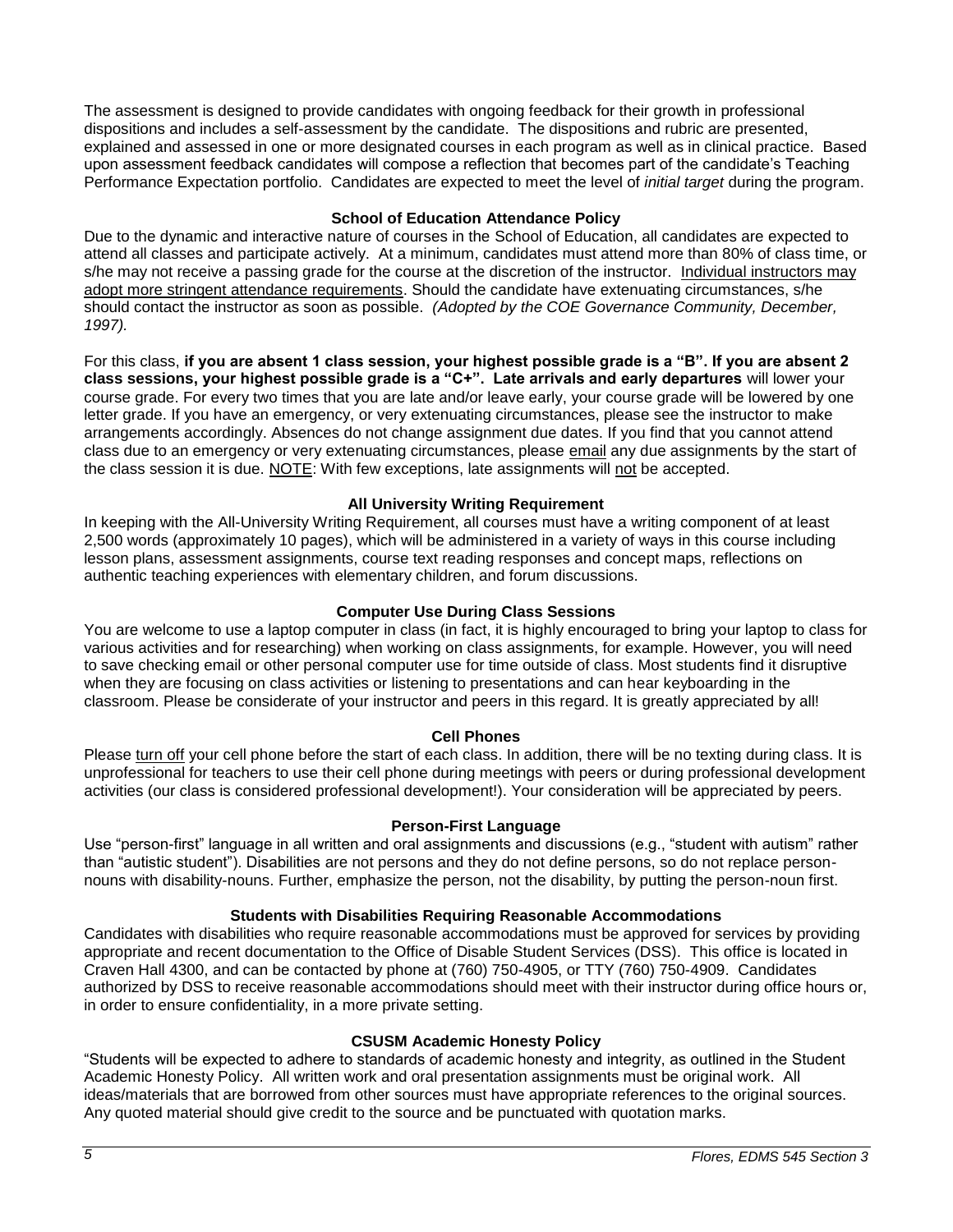The assessment is designed to provide candidates with ongoing feedback for their growth in professional dispositions and includes a self-assessment by the candidate. The dispositions and rubric are presented, explained and assessed in one or more designated courses in each program as well as in clinical practice. Based upon assessment feedback candidates will compose a reflection that becomes part of the candidate's Teaching Performance Expectation portfolio. Candidates are expected to meet the level of *initial target* during the program.

### School of Education Attendance Policy

Due to the dynamic and interactive nature of courses in the School of Education, all candidates are expected to attend all classes and participate actively. At a minimum, candidates must attend more than 80% of class time, or s/he may not receive a passing grade for the course at the discretion of the instructor. Individual instructors may adopt more stringent attendance requirements. Should the candidate have extenuating circumstances, s/he should contact the instructor as soon as possible. *(Adopted by the COE Governance Community, December, 1997).*

For this class, **if you are absent 1 class session, your highest possible grade is a "B". If you are absent 2 class sessions, your highest possible grade is a "C+". Late arrivals and early departures** will lower your course grade. For every two times that you are late and/or leave early, your course grade will be lowered by one letter grade. If you have an emergency, or very extenuating circumstances, please see the instructor to make arrangements accordingly. Absences do not change assignment due dates. If you find that you cannot attend class due to an emergency or very extenuating circumstances, please email any due assignments by the start of the class session it is due. NOTE: With few exceptions, late assignments will not be accepted.

### All University Writing Requirement

In keeping with the All-University Writing Requirement, all courses must have a writing component of at least 2,500 words (approximately 10 pages), which will be administered in a variety of ways in this course including lesson plans, assessment assignments, course text reading responses and concept maps, reflections on authentic teaching experiences with elementary children, and forum discussions.

### Computer Use During Class Sessions

You are welcome to use a laptop computer in class (in fact, it is highly encouraged to bring your laptop to class for various activities and for researching) when working on class assignments, for example. However, you will need to save checking email or other personal computer use for time outside of class. Most students find it disruptive when they are focusing on class activities or listening to presentations and can hear keyboarding in the classroom. Please be considerate of your instructor and peers in this regard. It is greatly appreciated by all!

### Cell Phones

Please turn off your cell phone before the start of each class. In addition, there will be no texting during class. It is unprofessional for teachers to use their cell phone during meetings with peers or during professional development activities (our class is considered professional development!). Your consideration will be appreciated by peers.

### Person-First Language

Use "person-first" language in all written and oral assignments and discussions (e.g., "student with autism" rather than "autistic student"). Disabilities are not persons and they do not define persons, so do not replace person-nouns with disability-nouns. Further, emphasize the person, not the disability, by putting the person-noun first.

### Students with Disabilities Requiring Reasonable Accommodations

Candidates with disabilities who require reasonable accommodations must be approved for services by providing appropriate and recent documentation to the Office of Disable Student Services (DSS). This office is located in Craven Hall 4300, and can be contacted by phone at (760) 750-4905, or TTY (760) 750-4909. Candidates authorized by DSS to receive reasonable accommodations should meet with their instructor during office hours or, in order to ensure confidentiality, in a more private setting.

### CSUSM Academic Honesty Policy

"Students will be expected to adhere to standards of academic honesty and integrity, as outlined in the Student Academic Honesty Policy. All written work and oral presentation assignments must be original work. All ideas/materials that are borrowed from other sources must have appropriate references to the original sources. Any quoted material should give credit to the source and be punctuated with quotation marks.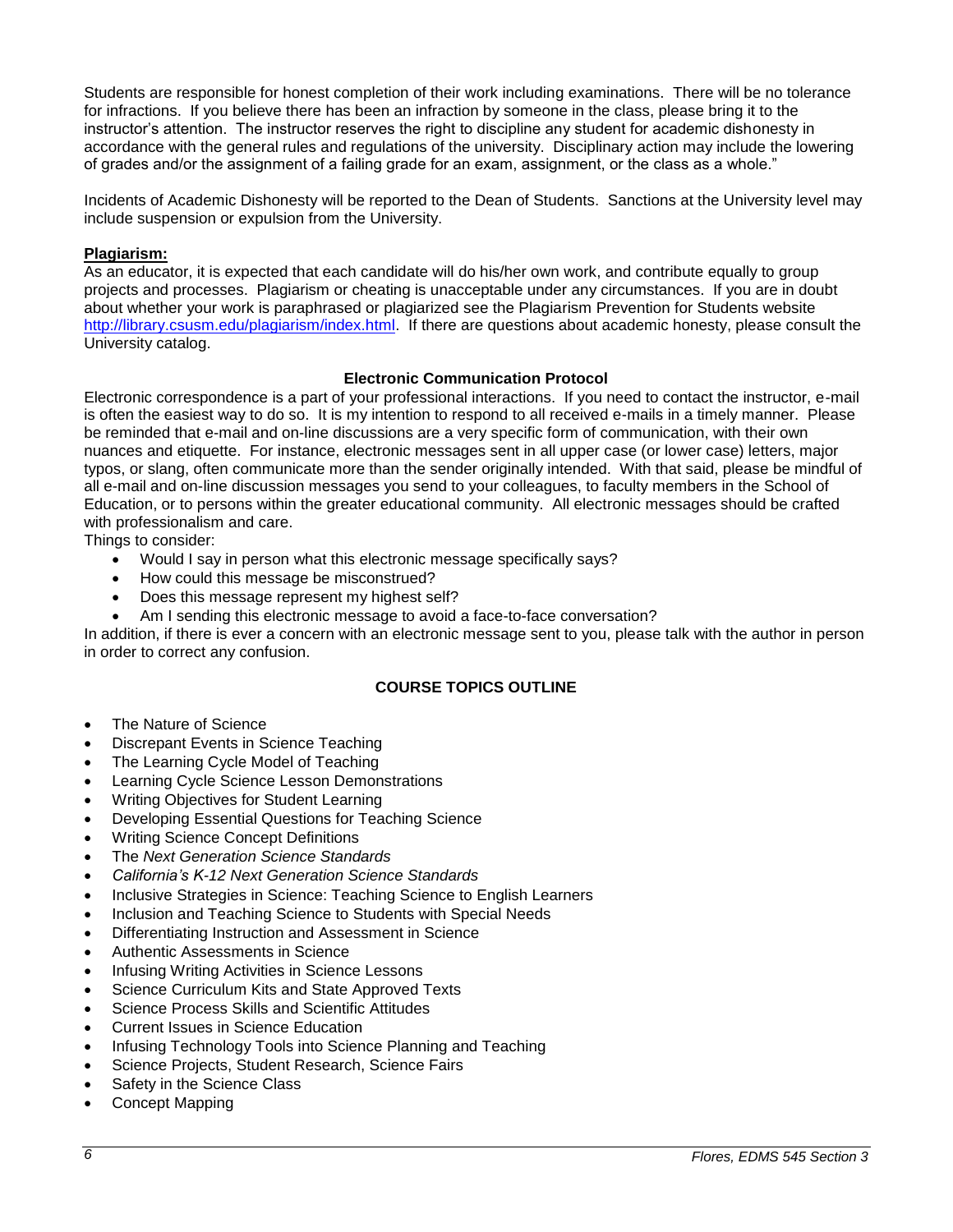Students are responsible for honest completion of their work including examinations. There will be no tolerance for infractions. If you believe there has been an infraction by someone in the class, please bring it to the instructor's attention. The instructor reserves the right to discipline any student for academic dishonesty in accordance with the general rules and regulations of the university. Disciplinary action may include the lowering of grades and/or the assignment of a failing grade for an exam, assignment, or the class as a whole."

Incidents of Academic Dishonesty will be reported to the Dean of Students. Sanctions at the University level may include suspension or expulsion from the University.

**Plagiarism:**

As an educator, it is expected that each candidate will do his/her own work, and contribute equally to group projects and processes. Plagiarism or cheating is unacceptable under any circumstances. If you are in doubt about whether your work is paraphrased or plagiarized see the Plagiarism Prevention for Students website http://library.csusm.edu/plagiarism/index.html. If there are questions about academic honesty, please consult the University catalog.

**Electronic Communication Protocol**

Electronic correspondence is a part of your professional interactions. If you need to contact the instructor, e-mail is often the easiest way to do so. It is my intention to respond to all received e-mails in a timely manner. Please be reminded that e-mail and on-line discussions are a very specific form of communication, with their own nuances and etiquette. For instance, electronic messages sent in all upper case (or lower case) letters, major typos, or slang, often communicate more than the sender originally intended. With that said, please be mindful of all e-mail and on-line discussion messages you send to your colleagues, to faculty members in the School of Education, or to persons within the greater educational community. All electronic messages should be crafted with professionalism and care.

Things to consider:

- Would I say in person what this electronic message specifically says?
- How could this message be misconstrued?
- Does this message represent my highest self?
- Am I sending this electronic message to avoid a face-to-face conversation?

In addition, if there is ever a concern with an electronic message sent to you, please talk with the author in person in order to correct any confusion.

## COURSE TOPICS OUTLINE

- The Nature of Science
- Discrepant Events in Science Teaching
- The Learning Cycle Model of Teaching
- Learning Cycle Science Lesson Demonstrations
- Writing Objectives for Student Learning
- Developing Essential Questions for Teaching Science
- Writing Science Concept Definitions
- The *Next Generation Science Standards*
- *California's K-12 Next Generation Science Standards*
- Inclusive Strategies in Science: Teaching Science to English Learners
- Inclusion and Teaching Science to Students with Special Needs
- Differentiating Instruction and Assessment in Science
- Authentic Assessments in Science
- Infusing Writing Activities in Science Lessons
- Science Curriculum Kits and State Approved Texts
- Science Process Skills and Scientific Attitudes
- Current Issues in Science Education
- Infusing Technology Tools into Science Planning and Teaching
- Science Projects, Student Research, Science Fairs
- Safety in the Science Class
- Concept Mapping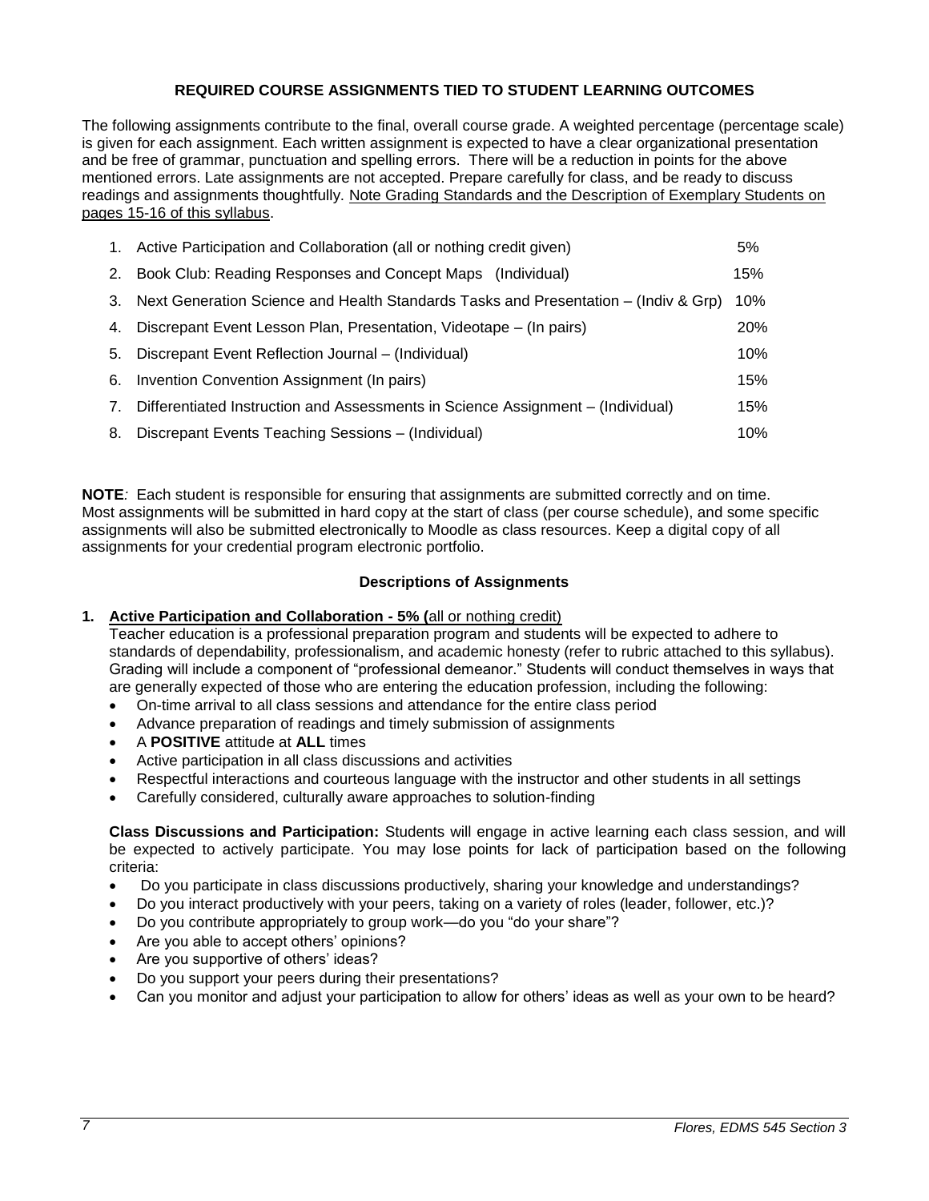## REQUIRED COURSE ASSIGNMENTS TIED TO STUDENT LEARNING OUTCOMES

The following assignments contribute to the final, overall course grade. A weighted percentage (percentage scale) is given for each assignment. Each written assignment is expected to have a clear organizational presentation and be free of grammar, punctuation and spelling errors. There will be a reduction in points for the above mentioned errors. Late assignments are not accepted. Prepare carefully for class, and be ready to discuss readings and assignments thoughtfully. Note Grading Standards and the Description of Exemplary Students on pages 15-16 of this syllabus.

| # | Assignment | Weight |
|---|---|---|
| 1. | Active Participation and Collaboration (all or nothing credit given) | 5% |
| 2. | Book Club: Reading Responses and Concept Maps (Individual) | 15% |
| 3. | Next Generation Science and Health Standards Tasks and Presentation – (Indiv & Grp) | 10% |
| 4. | Discrepant Event Lesson Plan, Presentation, Videotape – (In pairs) | 20% |
| 5. | Discrepant Event Reflection Journal – (Individual) | 10% |
| 6. | Invention Convention Assignment (In pairs) | 15% |
| 7. | Differentiated Instruction and Assessments in Science Assignment – (Individual) | 15% |
| 8. | Discrepant Events Teaching Sessions – (Individual) | 10% |

**NOTE***:* Each student is responsible for ensuring that assignments are submitted correctly and on time. Most assignments will be submitted in hard copy at the start of class (per course schedule), and some specific assignments will also be submitted electronically to Moodle as class resources. Keep a digital copy of all assignments for your credential program electronic portfolio.

### Descriptions of Assignments

**1. Active Participation and Collaboration - 5% (**all or nothing credit)

Teacher education is a professional preparation program and students will be expected to adhere to standards of dependability, professionalism, and academic honesty (refer to rubric attached to this syllabus). Grading will include a component of "professional demeanor." Students will conduct themselves in ways that are generally expected of those who are entering the education profession, including the following:

- On-time arrival to all class sessions and attendance for the entire class period
- Advance preparation of readings and timely submission of assignments
- A **POSITIVE** attitude at **ALL** times
- Active participation in all class discussions and activities
- Respectful interactions and courteous language with the instructor and other students in all settings
- Carefully considered, culturally aware approaches to solution-finding

**Class Discussions and Participation:** Students will engage in active learning each class session, and will be expected to actively participate. You may lose points for lack of participation based on the following criteria:

- Do you participate in class discussions productively, sharing your knowledge and understandings?
- Do you interact productively with your peers, taking on a variety of roles (leader, follower, etc.)?
- Do you contribute appropriately to group work—do you "do your share"?
- Are you able to accept others' opinions?
- Are you supportive of others' ideas?
- Do you support your peers during their presentations?
- Can you monitor and adjust your participation to allow for others' ideas as well as your own to be heard?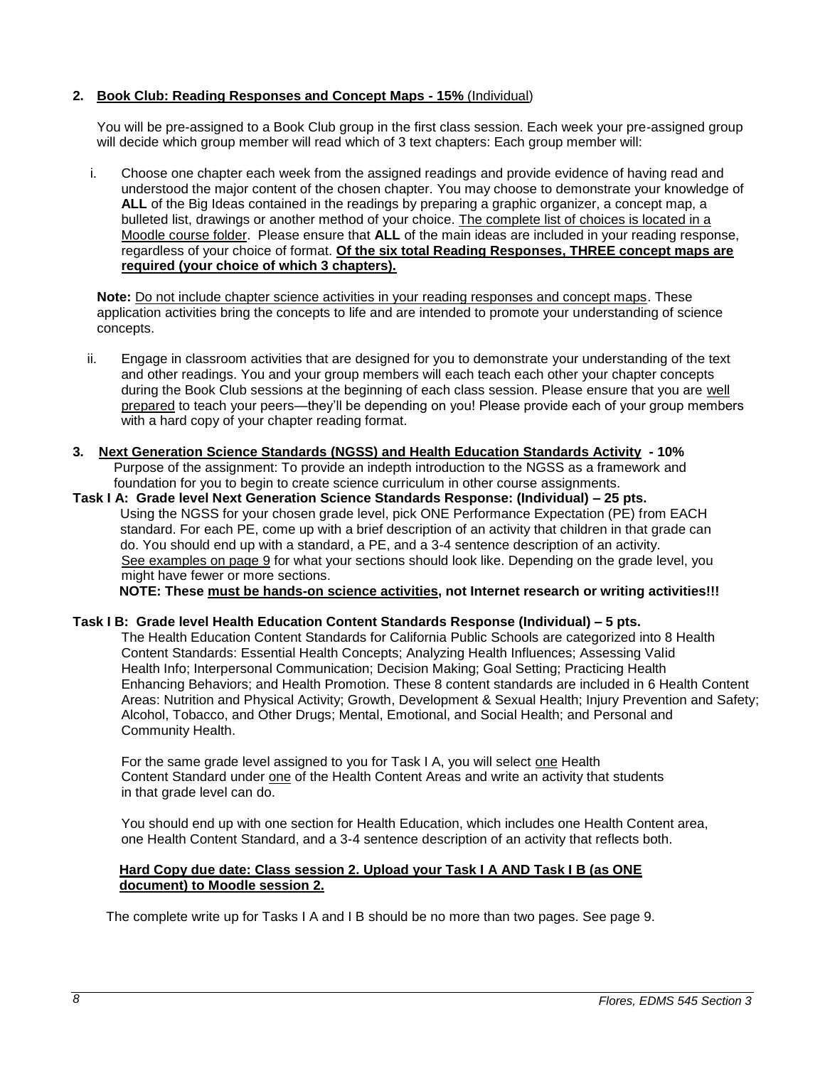**2. Book Club: Reading Responses and Concept Maps - 15%** (Individual)

You will be pre-assigned to a Book Club group in the first class session. Each week your pre-assigned group will decide which group member will read which of 3 text chapters: Each group member will:

i. Choose one chapter each week from the assigned readings and provide evidence of having read and understood the major content of the chosen chapter. You may choose to demonstrate your knowledge of **ALL** of the Big Ideas contained in the readings by preparing a graphic organizer, a concept map, a bulleted list, drawings or another method of your choice. The complete list of choices is located in a Moodle course folder. Please ensure that **ALL** of the main ideas are included in your reading response, regardless of your choice of format. **Of the six total Reading Responses, THREE concept maps are required (your choice of which 3 chapters).**

**Note:** Do not include chapter science activities in your reading responses and concept maps. These application activities bring the concepts to life and are intended to promote your understanding of science concepts.

ii. Engage in classroom activities that are designed for you to demonstrate your understanding of the text and other readings. You and your group members will each teach each other your chapter concepts during the Book Club sessions at the beginning of each class session. Please ensure that you are well prepared to teach your peers—they'll be depending on you! Please provide each of your group members with a hard copy of your chapter reading format.

**3. Next Generation Science Standards (NGSS) and Health Education Standards Activity - 10%**

Purpose of the assignment: To provide an indepth introduction to the NGSS as a framework and foundation for you to begin to create science curriculum in other course assignments.

**Task I A: Grade level Next Generation Science Standards Response: (Individual) – 25 pts.**

Using the NGSS for your chosen grade level, pick ONE Performance Expectation (PE) from EACH standard. For each PE, come up with a brief description of an activity that children in that grade can do. You should end up with a standard, a PE, and a 3-4 sentence description of an activity. See examples on page 9 for what your sections should look like. Depending on the grade level, you might have fewer or more sections.

**NOTE: These must be hands-on science activities, not Internet research or writing activities!!!**

**Task I B: Grade level Health Education Content Standards Response (Individual) – 5 pts.**

The Health Education Content Standards for California Public Schools are categorized into 8 Health Content Standards: Essential Health Concepts; Analyzing Health Influences; Assessing Valid Health Info; Interpersonal Communication; Decision Making; Goal Setting; Practicing Health Enhancing Behaviors; and Health Promotion. These 8 content standards are included in 6 Health Content Areas: Nutrition and Physical Activity; Growth, Development & Sexual Health; Injury Prevention and Safety; Alcohol, Tobacco, and Other Drugs; Mental, Emotional, and Social Health; and Personal and Community Health.

For the same grade level assigned to you for Task I A, you will select one Health Content Standard under one of the Health Content Areas and write an activity that students in that grade level can do.

You should end up with one section for Health Education, which includes one Health Content area, one Health Content Standard, and a 3-4 sentence description of an activity that reflects both.

**Hard Copy due date: Class session 2. Upload your Task I A AND Task I B (as ONE document) to Moodle session 2.**

The complete write up for Tasks I A and I B should be no more than two pages. See page 9.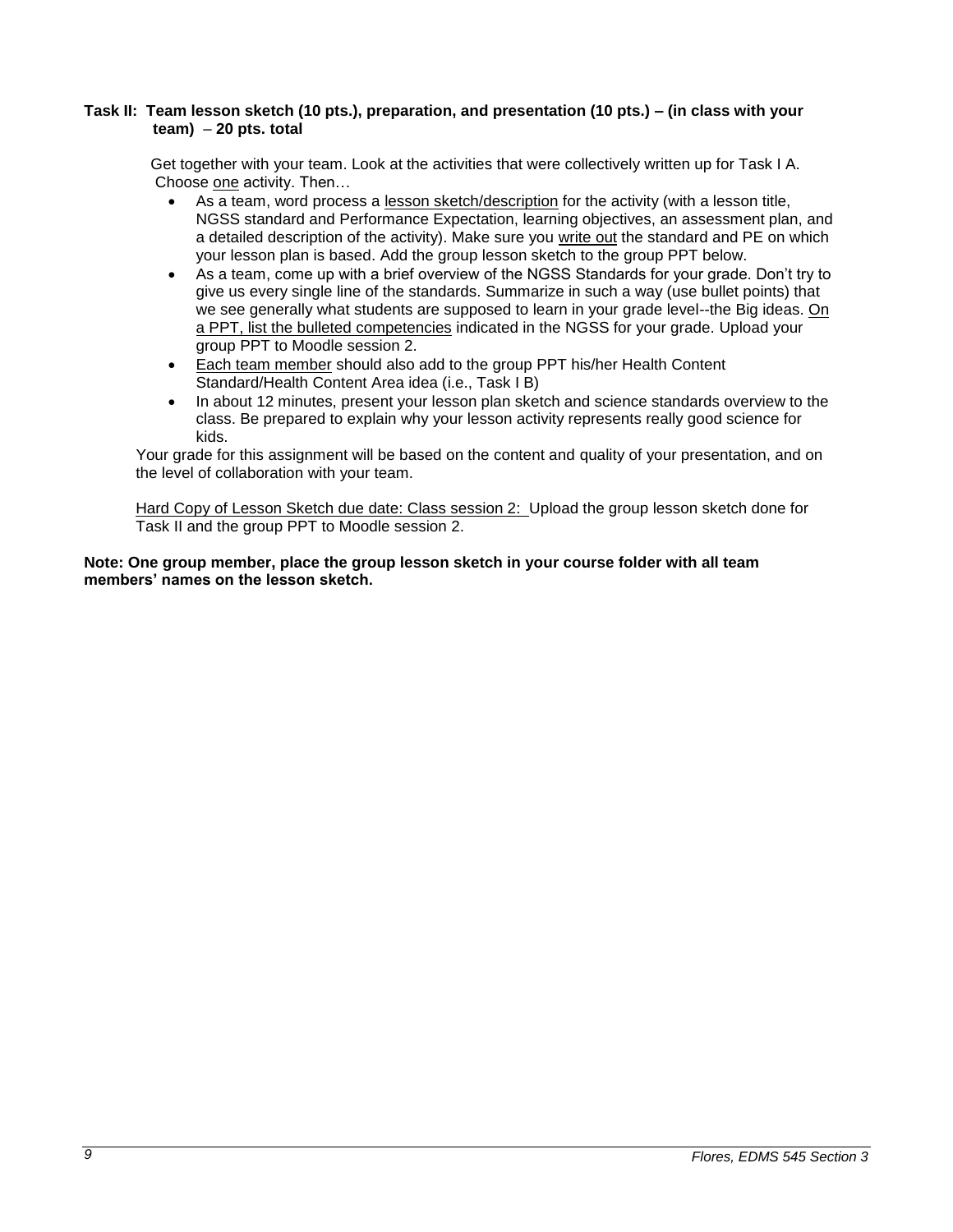**Task II: Team lesson sketch (10 pts.), preparation, and presentation (10 pts.) – (in class with your team) – 20 pts. total**

Get together with your team. Look at the activities that were collectively written up for Task I A. Choose one activity. Then…

- As a team, word process a lesson sketch/description for the activity (with a lesson title, NGSS standard and Performance Expectation, learning objectives, an assessment plan, and a detailed description of the activity). Make sure you write out the standard and PE on which your lesson plan is based. Add the group lesson sketch to the group PPT below.
- As a team, come up with a brief overview of the NGSS Standards for your grade. Don't try to give us every single line of the standards. Summarize in such a way (use bullet points) that we see generally what students are supposed to learn in your grade level--the Big ideas. On a PPT, list the bulleted competencies indicated in the NGSS for your grade. Upload your group PPT to Moodle session 2.
- Each team member should also add to the group PPT his/her Health Content Standard/Health Content Area idea (i.e., Task I B)
- In about 12 minutes, present your lesson plan sketch and science standards overview to the class. Be prepared to explain why your lesson activity represents really good science for kids.

Your grade for this assignment will be based on the content and quality of your presentation, and on the level of collaboration with your team.

Hard Copy of Lesson Sketch due date: Class session 2: Upload the group lesson sketch done for Task II and the group PPT to Moodle session 2.

**Note: One group member, place the group lesson sketch in your course folder with all team members' names on the lesson sketch.**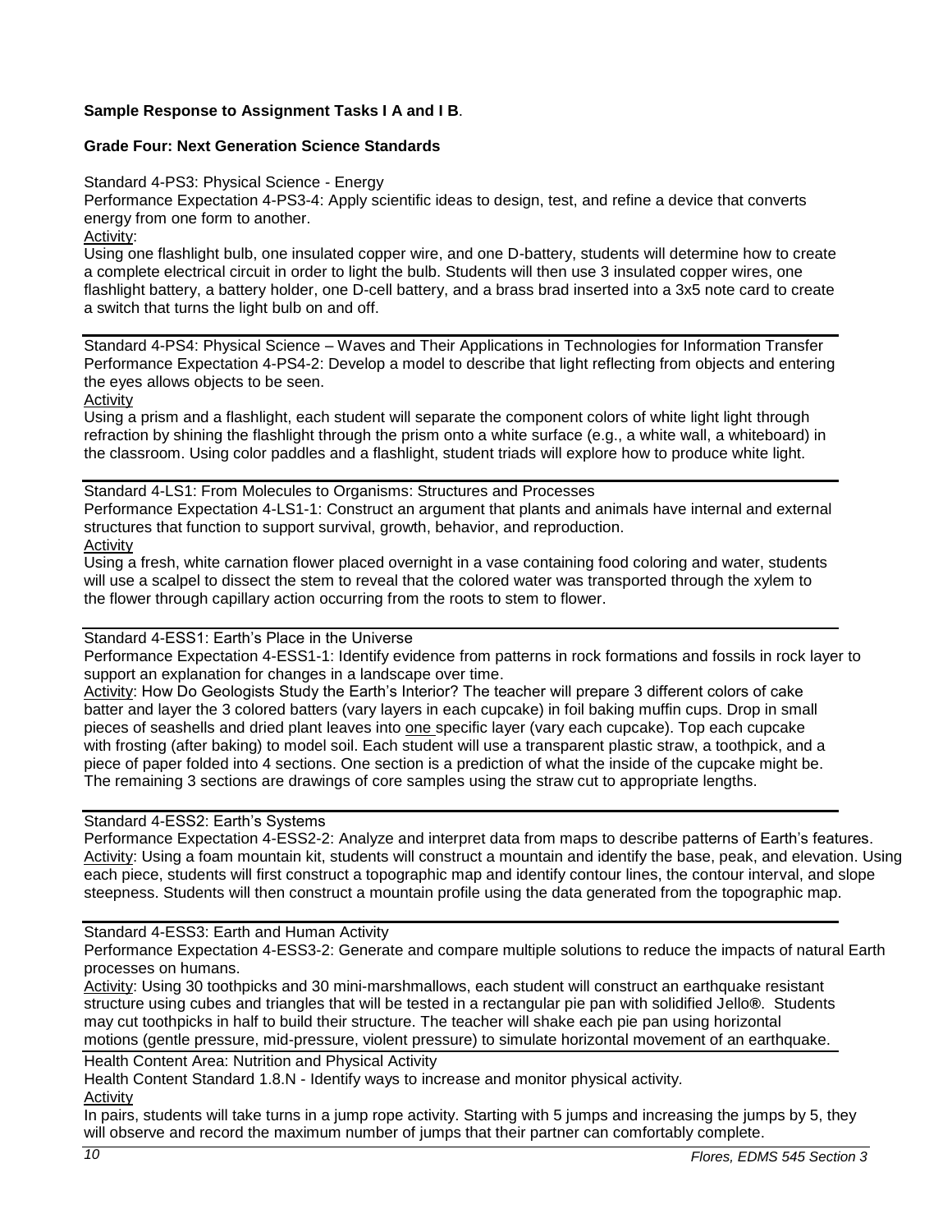**Sample Response to Assignment Tasks I A and I B**.

**Grade Four: Next Generation Science Standards**

Standard 4-PS3: Physical Science - Energy
Performance Expectation 4-PS3-4: Apply scientific ideas to design, test, and refine a device that converts energy from one form to another.
Activity:
Using one flashlight bulb, one insulated copper wire, and one D-battery, students will determine how to create a complete electrical circuit in order to light the bulb. Students will then use 3 insulated copper wires, one flashlight battery, a battery holder, one D-cell battery, and a brass brad inserted into a 3x5 note card to create a switch that turns the light bulb on and off.

---

Standard 4-PS4: Physical Science – Waves and Their Applications in Technologies for Information Transfer
Performance Expectation 4-PS4-2: Develop a model to describe that light reflecting from objects and entering the eyes allows objects to be seen.
Activity
Using a prism and a flashlight, each student will separate the component colors of white light light through refraction by shining the flashlight through the prism onto a white surface (e.g., a white wall, a whiteboard) in the classroom. Using color paddles and a flashlight, student triads will explore how to produce white light.

---

Standard 4-LS1: From Molecules to Organisms: Structures and Processes
Performance Expectation 4-LS1-1: Construct an argument that plants and animals have internal and external structures that function to support survival, growth, behavior, and reproduction.
Activity
Using a fresh, white carnation flower placed overnight in a vase containing food coloring and water, students will use a scalpel to dissect the stem to reveal that the colored water was transported through the xylem to the flower through capillary action occurring from the roots to stem to flower.

---

Standard 4-ESS1: Earth's Place in the Universe
Performance Expectation 4-ESS1-1: Identify evidence from patterns in rock formations and fossils in rock layer to support an explanation for changes in a landscape over time.
Activity: How Do Geologists Study the Earth's Interior? The teacher will prepare 3 different colors of cake batter and layer the 3 colored batters (vary layers in each cupcake) in foil baking muffin cups. Drop in small pieces of seashells and dried plant leaves into one specific layer (vary each cupcake). Top each cupcake with frosting (after baking) to model soil. Each student will use a transparent plastic straw, a toothpick, and a piece of paper folded into 4 sections. One section is a prediction of what the inside of the cupcake might be. The remaining 3 sections are drawings of core samples using the straw cut to appropriate lengths.

---

Standard 4-ESS2: Earth's Systems
Performance Expectation 4-ESS2-2: Analyze and interpret data from maps to describe patterns of Earth's features.
Activity: Using a foam mountain kit, students will construct a mountain and identify the base, peak, and elevation. Using each piece, students will first construct a topographic map and identify contour lines, the contour interval, and slope steepness. Students will then construct a mountain profile using the data generated from the topographic map.

---

Standard 4-ESS3: Earth and Human Activity
Performance Expectation 4-ESS3-2: Generate and compare multiple solutions to reduce the impacts of natural Earth processes on humans.
Activity: Using 30 toothpicks and 30 mini-marshmallows, each student will construct an earthquake resistant structure using cubes and triangles that will be tested in a rectangular pie pan with solidified Jello®. Students may cut toothpicks in half to build their structure. The teacher will shake each pie pan using horizontal motions (gentle pressure, mid-pressure, violent pressure) to simulate horizontal movement of an earthquake.

---

Health Content Area: Nutrition and Physical Activity
Health Content Standard 1.8.N - Identify ways to increase and monitor physical activity.
Activity
In pairs, students will take turns in a jump rope activity. Starting with 5 jumps and increasing the jumps by 5, they will observe and record the maximum number of jumps that their partner can comfortably complete.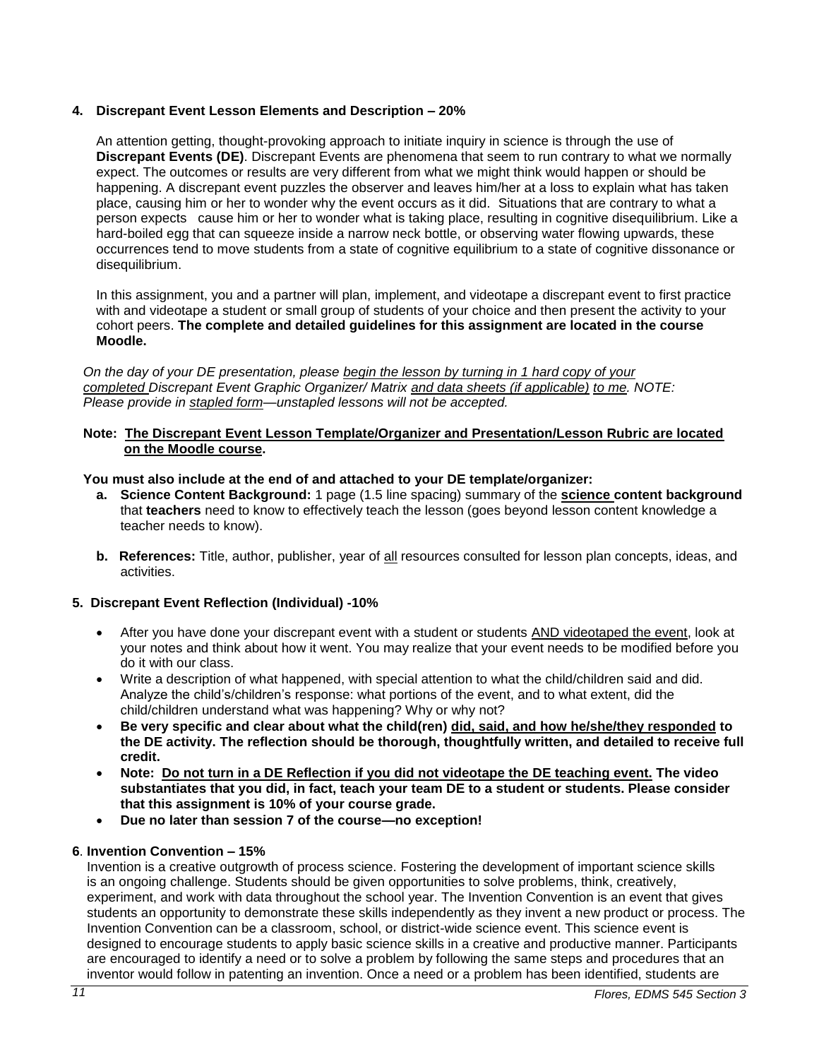**4. Discrepant Event Lesson Elements and Description – 20%**

An attention getting, thought-provoking approach to initiate inquiry in science is through the use of **Discrepant Events (DE)**. Discrepant Events are phenomena that seem to run contrary to what we normally expect. The outcomes or results are very different from what we might think would happen or should be happening. A discrepant event puzzles the observer and leaves him/her at a loss to explain what has taken place, causing him or her to wonder why the event occurs as it did. Situations that are contrary to what a person expects cause him or her to wonder what is taking place, resulting in cognitive disequilibrium. Like a hard-boiled egg that can squeeze inside a narrow neck bottle, or observing water flowing upwards, these occurrences tend to move students from a state of cognitive equilibrium to a state of cognitive dissonance or disequilibrium.

In this assignment, you and a partner will plan, implement, and videotape a discrepant event to first practice with and videotape a student or small group of students of your choice and then present the activity to your cohort peers. **The complete and detailed guidelines for this assignment are located in the course Moodle.**

*On the day of your DE presentation, please begin the lesson by turning in 1 hard copy of your completed Discrepant Event Graphic Organizer/ Matrix and data sheets (if applicable) to me. NOTE: Please provide in stapled form—unstapled lessons will not be accepted.*

**Note: The Discrepant Event Lesson Template/Organizer and Presentation/Lesson Rubric are located on the Moodle course.**

**You must also include at the end of and attached to your DE template/organizer:**

- **a. Science Content Background:** 1 page (1.5 line spacing) summary of the **science content background** that **teachers** need to know to effectively teach the lesson (goes beyond lesson content knowledge a teacher needs to know).
- **b. References:** Title, author, publisher, year of all resources consulted for lesson plan concepts, ideas, and activities.

**5. Discrepant Event Reflection (Individual) -10%**

- After you have done your discrepant event with a student or students AND videotaped the event, look at your notes and think about how it went. You may realize that your event needs to be modified before you do it with our class.
- Write a description of what happened, with special attention to what the child/children said and did. Analyze the child's/children's response: what portions of the event, and to what extent, did the child/children understand what was happening? Why or why not?
- **Be very specific and clear about what the child(ren) did, said, and how he/she/they responded to the DE activity. The reflection should be thorough, thoughtfully written, and detailed to receive full credit.**
- **Note: Do not turn in a DE Reflection if you did not videotape the DE teaching event. The video substantiates that you did, in fact, teach your team DE to a student or students. Please consider that this assignment is 10% of your course grade.**
- **Due no later than session 7 of the course—no exception!**

**6. Invention Convention – 15%**

Invention is a creative outgrowth of process science. Fostering the development of important science skills is an ongoing challenge. Students should be given opportunities to solve problems, think, creatively, experiment, and work with data throughout the school year. The Invention Convention is an event that gives students an opportunity to demonstrate these skills independently as they invent a new product or process. The Invention Convention can be a classroom, school, or district-wide science event. This science event is designed to encourage students to apply basic science skills in a creative and productive manner. Participants are encouraged to identify a need or to solve a problem by following the same steps and procedures that an inventor would follow in patenting an invention. Once a need or a problem has been identified, students are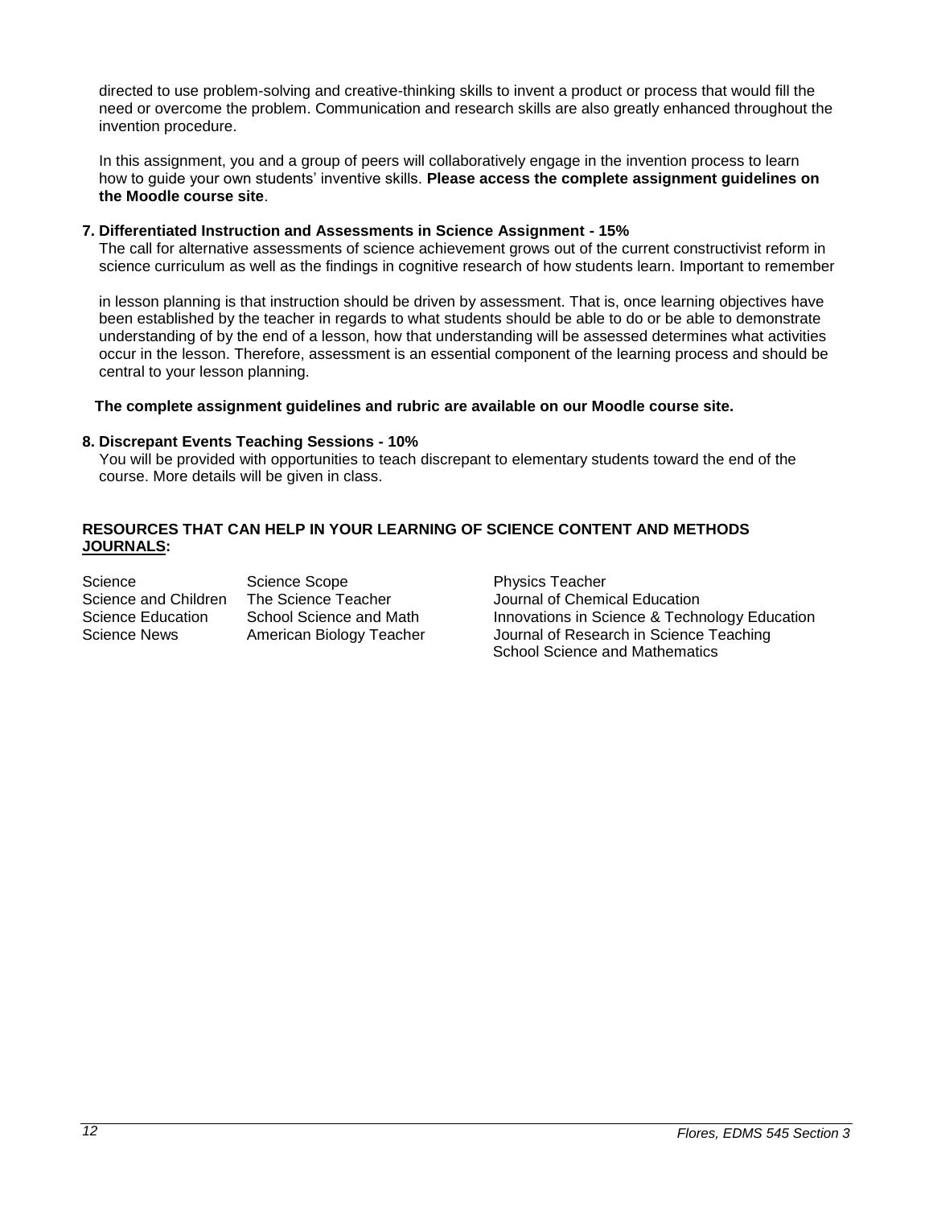directed to use problem-solving and creative-thinking skills to invent a product or process that would fill the need or overcome the problem. Communication and research skills are also greatly enhanced throughout the invention procedure.

In this assignment, you and a group of peers will collaboratively engage in the invention process to learn how to guide your own students' inventive skills. **Please access the complete assignment guidelines on the Moodle course site**.

**7. Differentiated Instruction and Assessments in Science Assignment - 15%**

The call for alternative assessments of science achievement grows out of the current constructivist reform in science curriculum as well as the findings in cognitive research of how students learn. Important to remember in lesson planning is that instruction should be driven by assessment. That is, once learning objectives have been established by the teacher in regards to what students should be able to do or be able to demonstrate understanding of by the end of a lesson, how that understanding will be assessed determines what activities occur in the lesson. Therefore, assessment is an essential component of the learning process and should be central to your lesson planning.

**The complete assignment guidelines and rubric are available on our Moodle course site.**

**8. Discrepant Events Teaching Sessions - 10%**

You will be provided with opportunities to teach discrepant to elementary students toward the end of the course. More details will be given in class.

**RESOURCES THAT CAN HELP IN YOUR LEARNING OF SCIENCE CONTENT AND METHODS JOURNALS:**

- Science
- Science and Children
- Science Education
- Science News
- Science Scope
- The Science Teacher
- School Science and Math
- American Biology Teacher
- Physics Teacher
- Journal of Chemical Education
- Innovations in Science & Technology Education
- Journal of Research in Science Teaching
- School Science and Mathematics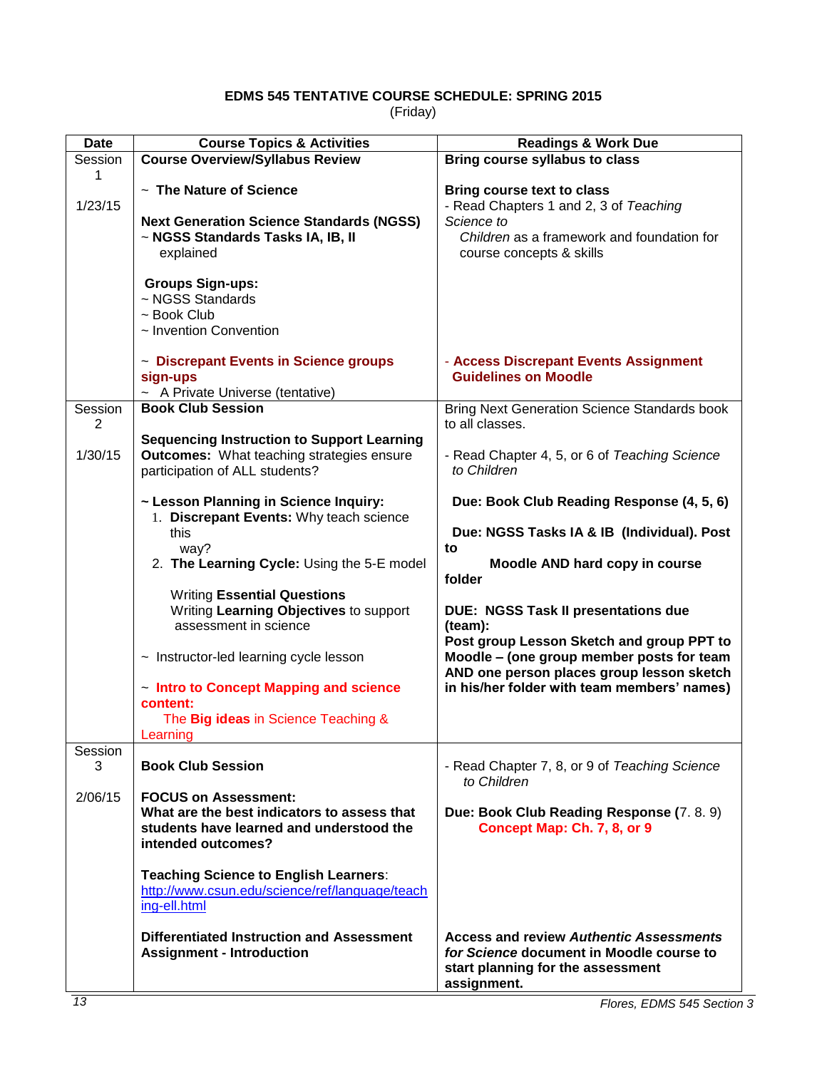**EDMS 545 TENTATIVE COURSE SCHEDULE: SPRING 2015**
(Friday)

| Date | Course Topics & Activities | Readings & Work Due |
|---|---|---|
| Session 1<br><br>1/23/15 | **Course Overview/Syllabus Review**<br><br>~ **The Nature of Science**<br><br>**Next Generation Science Standards (NGSS)**<br>~ **NGSS Standards Tasks IA, IB, II** explained<br><br>**Groups Sign-ups:**<br>~ NGSS Standards<br>~ Book Club<br>~ Invention Convention<br><br>~ **Discrepant Events in Science groups sign-ups**<br>~ A Private Universe (tentative) | **Bring course syllabus to class**<br><br>**Bring course text to class**<br>- Read Chapters 1 and 2, 3 of *Teaching Science to Children* as a framework and foundation for course concepts & skills<br><br>- **Access Discrepant Events Assignment Guidelines on Moodle** |
| Session 2<br><br>1/30/15 | **Book Club Session**<br><br>**Sequencing Instruction to Support Learning Outcomes:** What teaching strategies ensure participation of ALL students?<br><br>~ **Lesson Planning in Science Inquiry:**<br>1. **Discrepant Events:** Why teach science this way?<br>2. **The Learning Cycle:** Using the 5-E model<br><br>Writing **Essential Questions**<br>Writing **Learning Objectives** to support assessment in science<br><br>~ Instructor-led learning cycle lesson<br><br>~ **Intro to Concept Mapping and science content:**<br>The **Big ideas** in Science Teaching & Learning | Bring Next Generation Science Standards book to all classes.<br><br>- Read Chapter 4, 5, or 6 of *Teaching Science to Children*<br><br>**Due: Book Club Reading Response (4, 5, 6)**<br><br>**Due: NGSS Tasks IA & IB (Individual). Post to Moodle AND hard copy in course folder**<br><br>**DUE: NGSS Task II presentations due (team):**<br>**Post group Lesson Sketch and group PPT to Moodle – (one group member posts for team AND one person places group lesson sketch in his/her folder with team members' names)** |
| Session 3<br><br>2/06/15 | **Book Club Session**<br><br>**FOCUS on Assessment:**<br>**What are the best indicators to assess that students have learned and understood the intended outcomes?**<br><br>**Teaching Science to English Learners**:<br>http://www.csun.edu/science/ref/language/teaching-ell.html<br><br>**Differentiated Instruction and Assessment Assignment - Introduction** | - Read Chapter 7, 8, or 9 of *Teaching Science to Children*<br><br>**Due: Book Club Reading Response (**7. 8. 9)<br>**Concept Map: Ch. 7, 8, or 9**<br><br>**Access and review *Authentic Assessments for Science* document in Moodle course to start planning for the assessment assignment.** |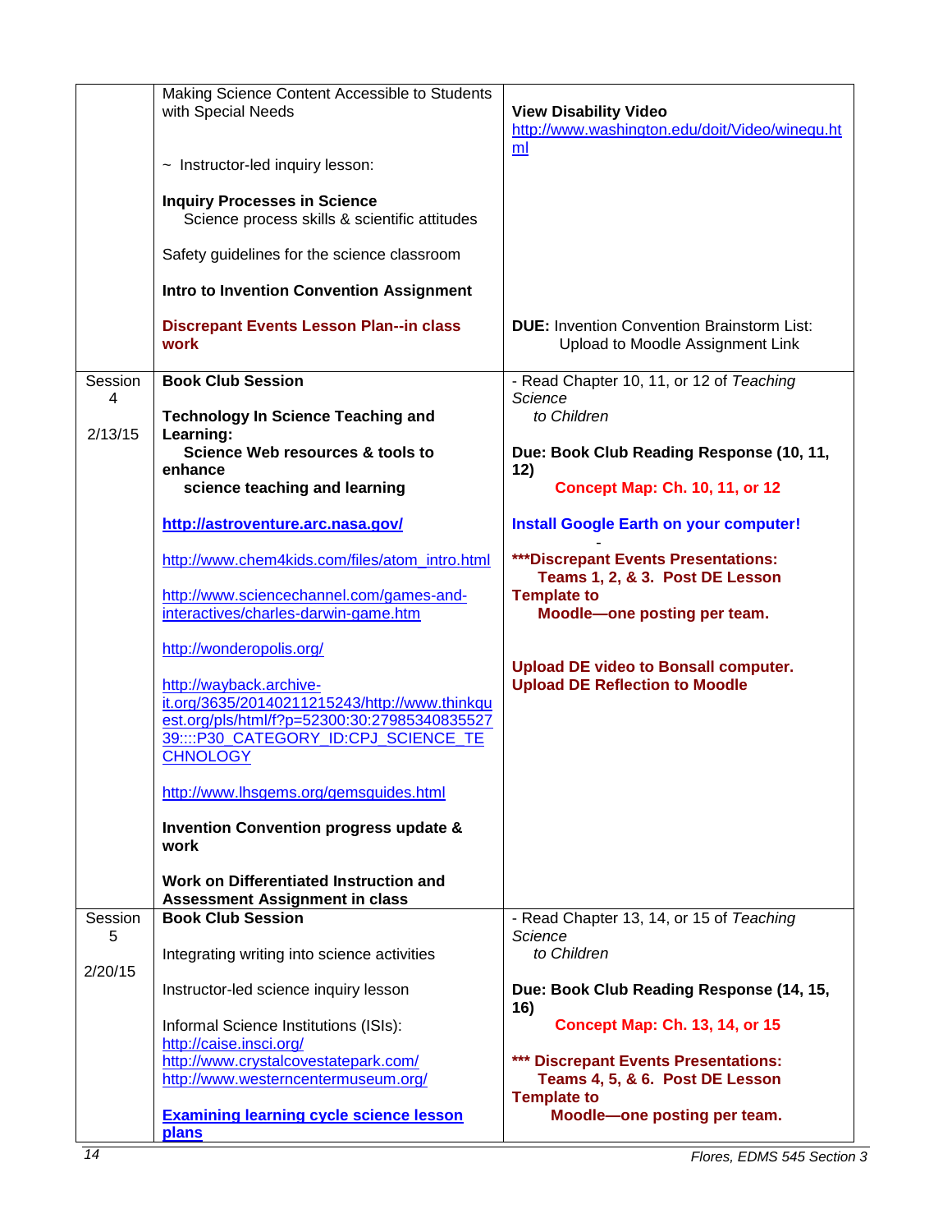| | | |
|---|---|---|
| | Making Science Content Accessible to Students with Special Needs<br><br>~ Instructor-led inquiry lesson:<br><br>**Inquiry Processes in Science**<br>Science process skills & scientific attitudes<br><br>Safety guidelines for the science classroom<br><br>**Intro to Invention Convention Assignment**<br><br>**Discrepant Events Lesson Plan--in class work** | **View Disability Video**<br>http://www.washington.edu/doit/Video/winequ.html<br><br>**DUE:** Invention Convention Brainstorm List: Upload to Moodle Assignment Link |
| Session 4<br><br>2/13/15 | **Book Club Session**<br><br>**Technology In Science Teaching and Learning:**<br>**Science Web resources & tools to enhance science teaching and learning**<br><br>**http://astroventure.arc.nasa.gov/**<br><br>http://www.chem4kids.com/files/atom_intro.html<br><br>http://www.sciencechannel.com/games-and-interactives/charles-darwin-game.htm<br><br>http://wonderopolis.org/<br><br>http://wayback.archive-it.org/3635/20140211215243/http://www.thinkquest.org/pls/html/f?p=52300:30:2798534083552739::::P30_CATEGORY_ID:CPJ_SCIENCE_TECHNOLOGY<br><br>http://www.lhsgems.org/gemsguides.html<br><br>**Invention Convention progress update & work**<br><br>**Work on Differentiated Instruction and Assessment Assignment in class** | - Read Chapter 10, 11, or 12 of *Teaching Science to Children*<br><br>**Due: Book Club Reading Response (10, 11, 12)**<br>**Concept Map: Ch. 10, 11, or 12**<br><br>**Install Google Earth on your computer!**<br>-<br>**\*\*\*Discrepant Events Presentations: Teams 1, 2, & 3. Post DE Lesson Template to Moodle—one posting per team.**<br><br>**Upload DE video to Bonsall computer.**<br>**Upload DE Reflection to Moodle** |
| Session 5<br><br>2/20/15 | **Book Club Session**<br><br>Integrating writing into science activities<br><br>Instructor-led science inquiry lesson<br><br>Informal Science Institutions (ISIs):<br>http://caise.insci.org/<br>http://www.crystalcovestatepark.com/<br>http://www.westerncentermuseum.org/<br><br>**Examining learning cycle science lesson plans** | - Read Chapter 13, 14, or 15 of *Teaching Science to Children*<br><br>**Due: Book Club Reading Response (14, 15, 16)**<br>**Concept Map: Ch. 13, 14, or 15**<br><br>**\*\*\* Discrepant Events Presentations: Teams 4, 5, & 6. Post DE Lesson Template to Moodle—one posting per team.** |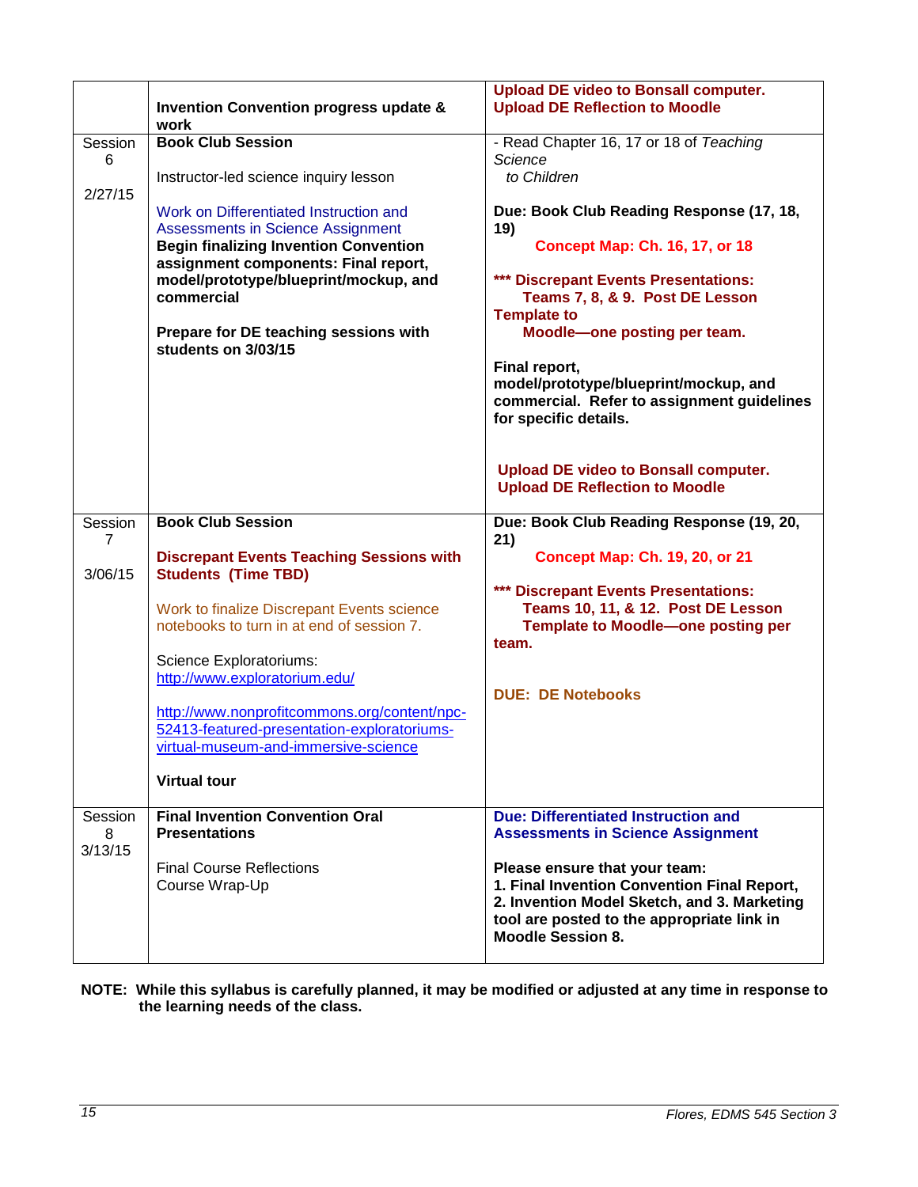| | | |
|---|---|---|
| | **Invention Convention progress update & work** | **Upload DE video to Bonsall computer.** **Upload DE Reflection to Moodle** |
| Session 6<br><br>2/27/15 | **Book Club Session**<br><br>Instructor-led science inquiry lesson<br><br>Work on Differentiated Instruction and Assessments in Science Assignment<br>**Begin finalizing Invention Convention assignment components: Final report, model/prototype/blueprint/mockup, and commercial**<br><br>**Prepare for DE teaching sessions with students on 3/03/15** | - Read Chapter 16, 17 or 18 of *Teaching Science to Children*<br><br>**Due: Book Club Reading Response (17, 18, 19)**<br>**Concept Map: Ch. 16, 17, or 18**<br><br>**\*\*\* Discrepant Events Presentations: Teams 7, 8, & 9. Post DE Lesson Template to Moodle—one posting per team.**<br><br>**Final report, model/prototype/blueprint/mockup, and commercial. Refer to assignment guidelines for specific details.**<br><br>**Upload DE video to Bonsall computer.** **Upload DE Reflection to Moodle** |
| Session 7<br><br>3/06/15 | **Book Club Session**<br><br>**Discrepant Events Teaching Sessions with Students (Time TBD)**<br><br>Work to finalize Discrepant Events science notebooks to turn in at end of session 7.<br><br>Science Exploratoriums: http://www.exploratorium.edu/<br><br>http://www.nonprofitcommons.org/content/npc-52413-featured-presentation-exploratoriums-virtual-museum-and-immersive-science<br><br>**Virtual tour** | **Due: Book Club Reading Response (19, 20, 21)**<br>**Concept Map: Ch. 19, 20, or 21**<br><br>**\*\*\* Discrepant Events Presentations: Teams 10, 11, & 12. Post DE Lesson Template to Moodle—one posting per team.**<br><br>**DUE: DE Notebooks** |
| Session 8<br>3/13/15 | **Final Invention Convention Oral Presentations**<br><br>Final Course Reflections<br>Course Wrap-Up | **Due: Differentiated Instruction and Assessments in Science Assignment**<br><br>**Please ensure that your team:**<br>**1. Final Invention Convention Final Report, 2. Invention Model Sketch, and 3. Marketing tool are posted to the appropriate link in Moodle Session 8.** |

**NOTE: While this syllabus is carefully planned, it may be modified or adjusted at any time in response to the learning needs of the class.**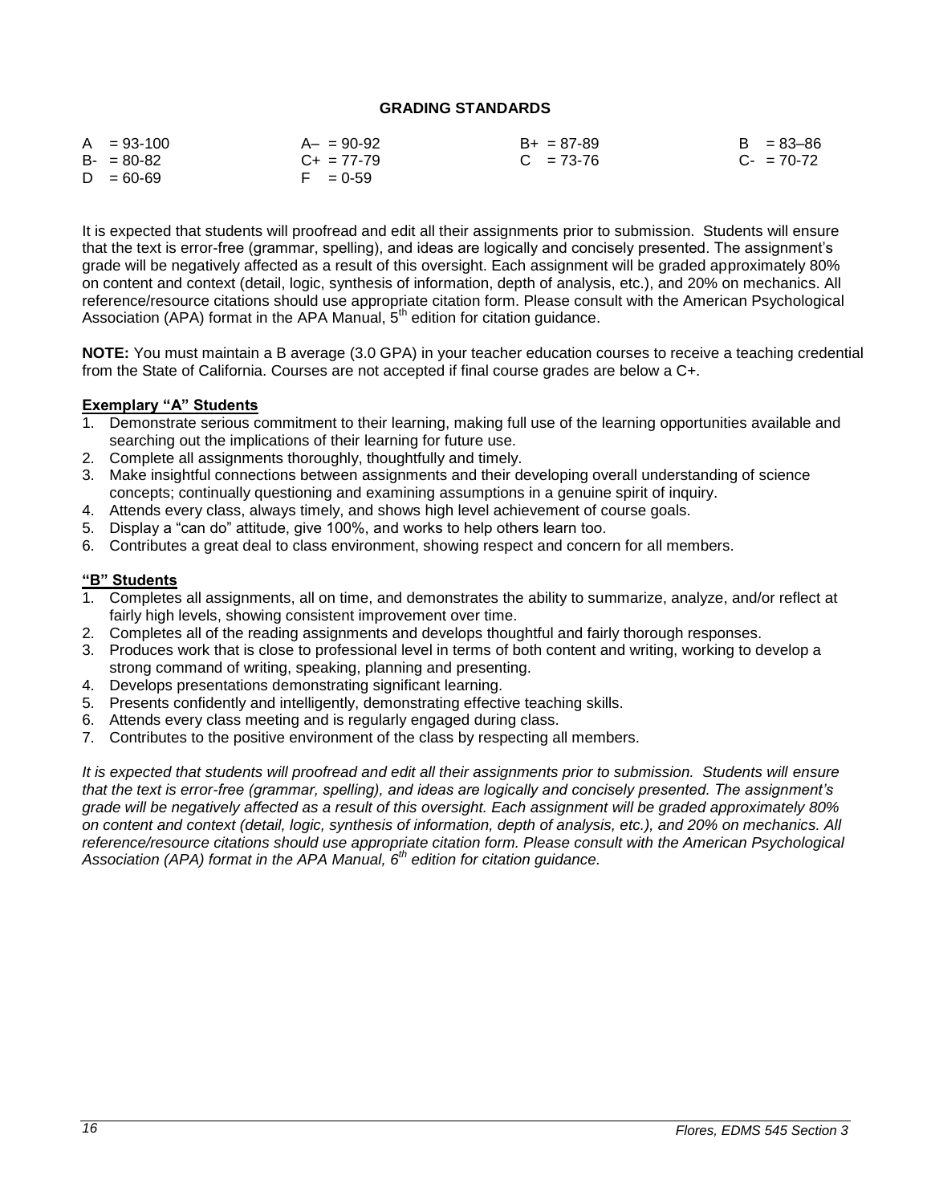### GRADING STANDARDS

| | | | |
|---|---|---|---|
| A = 93-100 | A– = 90-92 | B+ = 87-89 | B = 83–86 |
| B- = 80-82 | C+ = 77-79 | C = 73-76 | C- = 70-72 |
| D = 60-69 | F = 0-59 | | |

It is expected that students will proofread and edit all their assignments prior to submission. Students will ensure that the text is error-free (grammar, spelling), and ideas are logically and concisely presented. The assignment's grade will be negatively affected as a result of this oversight. Each assignment will be graded approximately 80% on content and context (detail, logic, synthesis of information, depth of analysis, etc.), and 20% on mechanics. All reference/resource citations should use appropriate citation form. Please consult with the American Psychological Association (APA) format in the APA Manual, 5th edition for citation guidance.

**NOTE:** You must maintain a B average (3.0 GPA) in your teacher education courses to receive a teaching credential from the State of California. Courses are not accepted if final course grades are below a C+.

**Exemplary "A" Students**

1. Demonstrate serious commitment to their learning, making full use of the learning opportunities available and searching out the implications of their learning for future use.
2. Complete all assignments thoroughly, thoughtfully and timely.
3. Make insightful connections between assignments and their developing overall understanding of science concepts; continually questioning and examining assumptions in a genuine spirit of inquiry.
4. Attends every class, always timely, and shows high level achievement of course goals.
5. Display a "can do" attitude, give 100%, and works to help others learn too.
6. Contributes a great deal to class environment, showing respect and concern for all members.

**"B" Students**

1. Completes all assignments, all on time, and demonstrates the ability to summarize, analyze, and/or reflect at fairly high levels, showing consistent improvement over time.
2. Completes all of the reading assignments and develops thoughtful and fairly thorough responses.
3. Produces work that is close to professional level in terms of both content and writing, working to develop a strong command of writing, speaking, planning and presenting.
4. Develops presentations demonstrating significant learning.
5. Presents confidently and intelligently, demonstrating effective teaching skills.
6. Attends every class meeting and is regularly engaged during class.
7. Contributes to the positive environment of the class by respecting all members.

*It is expected that students will proofread and edit all their assignments prior to submission. Students will ensure that the text is error-free (grammar, spelling), and ideas are logically and concisely presented. The assignment's grade will be negatively affected as a result of this oversight. Each assignment will be graded approximately 80% on content and context (detail, logic, synthesis of information, depth of analysis, etc.), and 20% on mechanics. All reference/resource citations should use appropriate citation form. Please consult with the American Psychological Association (APA) format in the APA Manual, 6th edition for citation guidance.*